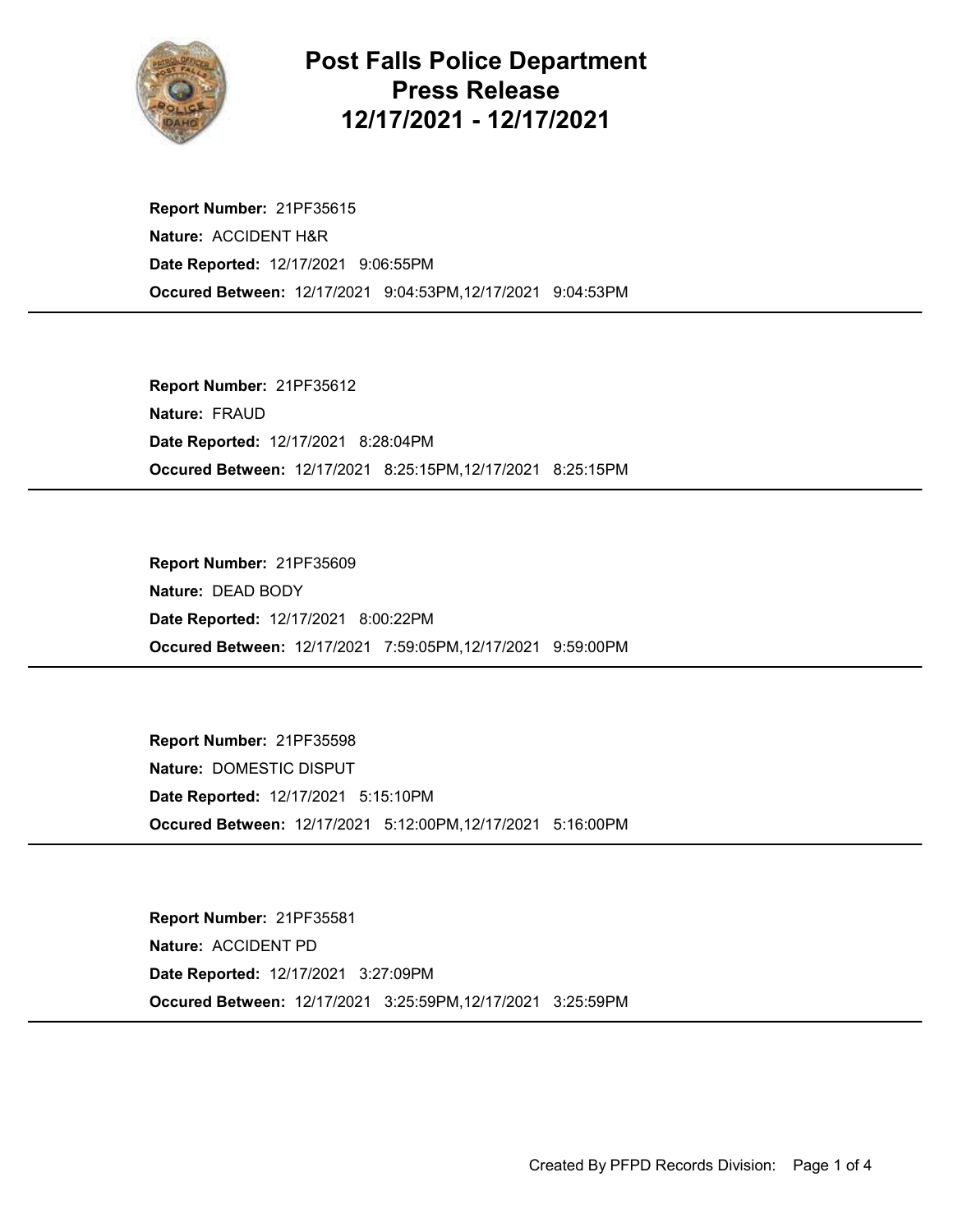# Post Falls Police Department Press Release 12/17/2021 - 12/17/2021

**Report Number:** 21PF35615
**Nature:** ACCIDENT H&R
**Date Reported:** 12/17/2021 9:06:55PM
**Occured Between:** 12/17/2021 9:04:53PM,12/17/2021 9:04:53PM

---

**Report Number:** 21PF35612
**Nature:** FRAUD
**Date Reported:** 12/17/2021 8:28:04PM
**Occured Between:** 12/17/2021 8:25:15PM,12/17/2021 8:25:15PM

---

**Report Number:** 21PF35609
**Nature:** DEAD BODY
**Date Reported:** 12/17/2021 8:00:22PM
**Occured Between:** 12/17/2021 7:59:05PM,12/17/2021 9:59:00PM

---

**Report Number:** 21PF35598
**Nature:** DOMESTIC DISPUT
**Date Reported:** 12/17/2021 5:15:10PM
**Occured Between:** 12/17/2021 5:12:00PM,12/17/2021 5:16:00PM

---

**Report Number:** 21PF35581
**Nature:** ACCIDENT PD
**Date Reported:** 12/17/2021 3:27:09PM
**Occured Between:** 12/17/2021 3:25:59PM,12/17/2021 3:25:59PM

---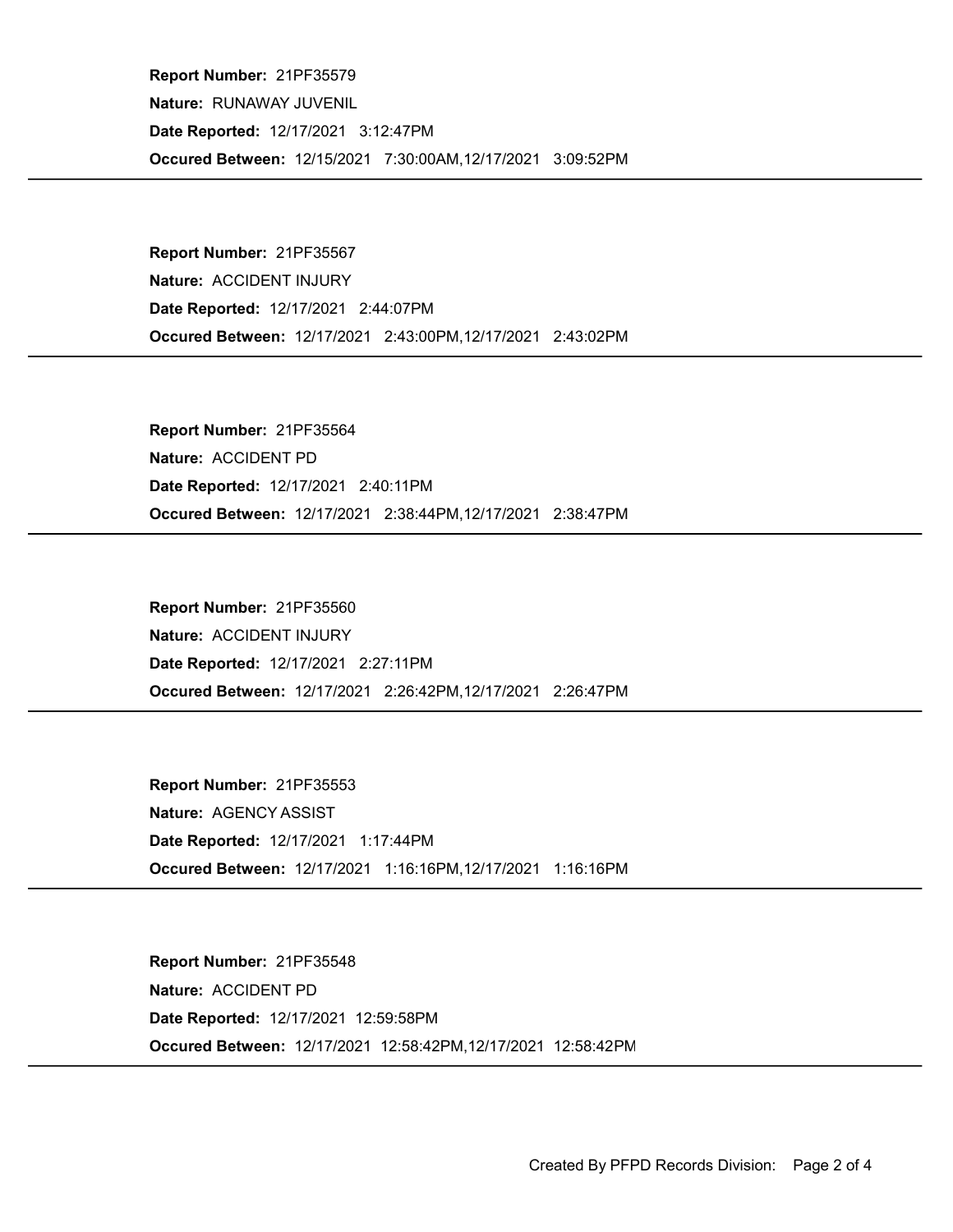**Report Number:** 21PF35579
**Nature:** RUNAWAY JUVENIL
**Date Reported:** 12/17/2021 3:12:47PM
**Occured Between:** 12/15/2021 7:30:00AM,12/17/2021 3:09:52PM

---

**Report Number:** 21PF35567
**Nature:** ACCIDENT INJURY
**Date Reported:** 12/17/2021 2:44:07PM
**Occured Between:** 12/17/2021 2:43:00PM,12/17/2021 2:43:02PM

---

**Report Number:** 21PF35564
**Nature:** ACCIDENT PD
**Date Reported:** 12/17/2021 2:40:11PM
**Occured Between:** 12/17/2021 2:38:44PM,12/17/2021 2:38:47PM

---

**Report Number:** 21PF35560
**Nature:** ACCIDENT INJURY
**Date Reported:** 12/17/2021 2:27:11PM
**Occured Between:** 12/17/2021 2:26:42PM,12/17/2021 2:26:47PM

---

**Report Number:** 21PF35553
**Nature:** AGENCY ASSIST
**Date Reported:** 12/17/2021 1:17:44PM
**Occured Between:** 12/17/2021 1:16:16PM,12/17/2021 1:16:16PM

---

**Report Number:** 21PF35548
**Nature:** ACCIDENT PD
**Date Reported:** 12/17/2021 12:59:58PM
**Occured Between:** 12/17/2021 12:58:42PM,12/17/2021 12:58:42PM

---

Created By PFPD Records Division: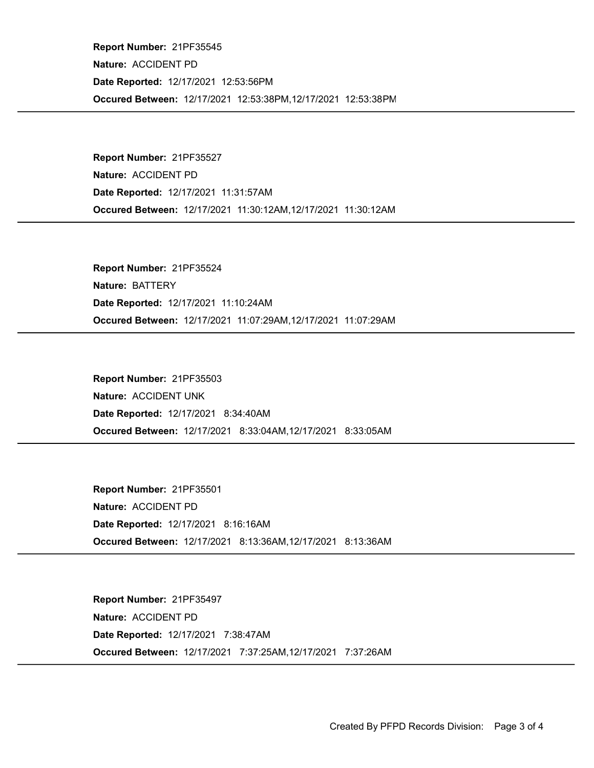**Report Number:** 21PF35545
**Nature:** ACCIDENT PD
**Date Reported:** 12/17/2021 12:53:56PM
**Occured Between:** 12/17/2021 12:53:38PM,12/17/2021 12:53:38PM

---

**Report Number:** 21PF35527
**Nature:** ACCIDENT PD
**Date Reported:** 12/17/2021 11:31:57AM
**Occured Between:** 12/17/2021 11:30:12AM,12/17/2021 11:30:12AM

---

**Report Number:** 21PF35524
**Nature:** BATTERY
**Date Reported:** 12/17/2021 11:10:24AM
**Occured Between:** 12/17/2021 11:07:29AM,12/17/2021 11:07:29AM

---

**Report Number:** 21PF35503
**Nature:** ACCIDENT UNK
**Date Reported:** 12/17/2021 8:34:40AM
**Occured Between:** 12/17/2021 8:33:04AM,12/17/2021 8:33:05AM

---

**Report Number:** 21PF35501
**Nature:** ACCIDENT PD
**Date Reported:** 12/17/2021 8:16:16AM
**Occured Between:** 12/17/2021 8:13:36AM,12/17/2021 8:13:36AM

---

**Report Number:** 21PF35497
**Nature:** ACCIDENT PD
**Date Reported:** 12/17/2021 7:38:47AM
**Occured Between:** 12/17/2021 7:37:25AM,12/17/2021 7:37:26AM

---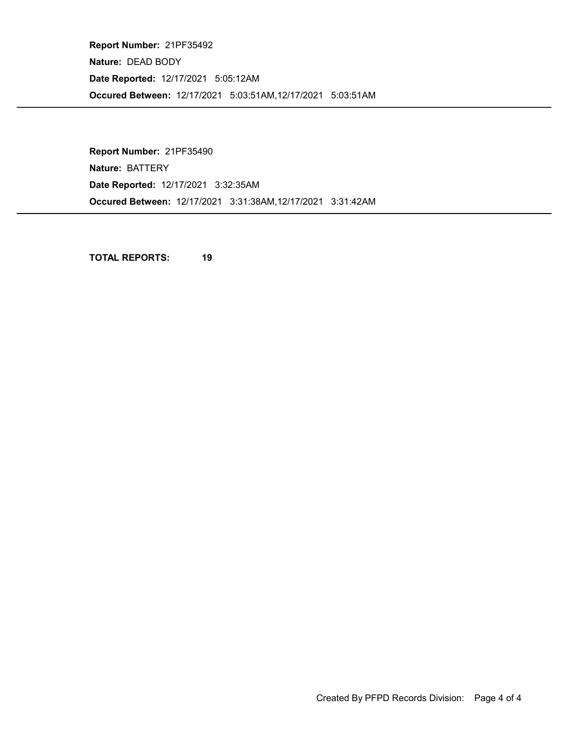**Report Number:** 21PF35492

**Nature:** DEAD BODY

**Date Reported:** 12/17/2021 5:05:12AM

**Occured Between:** 12/17/2021 5:03:51AM,12/17/2021 5:03:51AM

---

**Report Number:** 21PF35490

**Nature:** BATTERY

**Date Reported:** 12/17/2021 3:32:35AM

**Occured Between:** 12/17/2021 3:31:38AM,12/17/2021 3:31:42AM

---

**TOTAL REPORTS: 19**